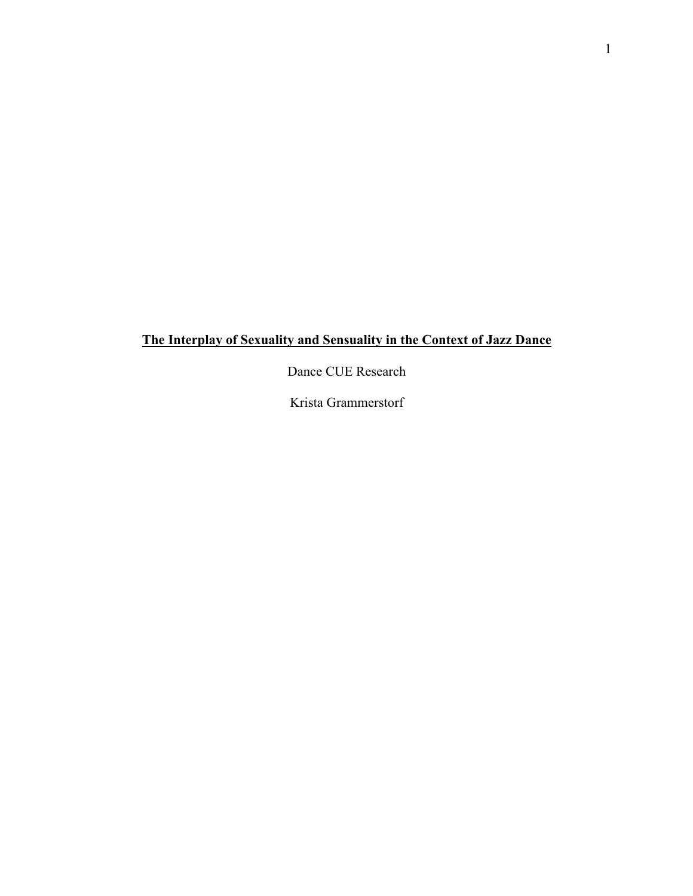# **The Interplay of Sexuality and Sensuality in the Context of Jazz Dance**

Dance CUE Research

Krista Grammerstorf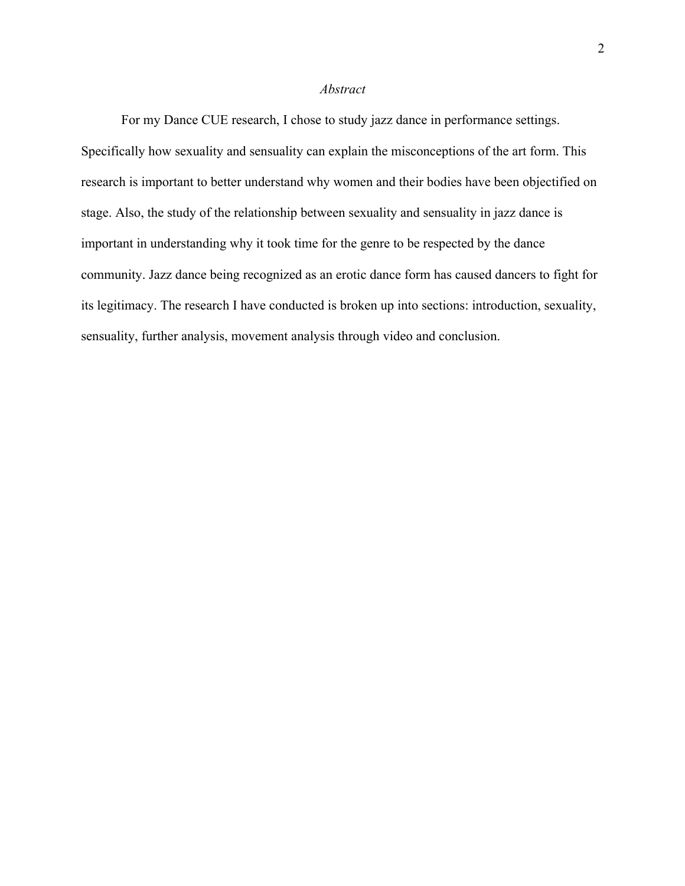*Abstract*

For my Dance CUE research, I chose to study jazz dance in performance settings. Specifically how sexuality and sensuality can explain the misconceptions of the art form. This research is important to better understand why women and their bodies have been objectified on stage. Also, the study of the relationship between sexuality and sensuality in jazz dance is important in understanding why it took time for the genre to be respected by the dance community. Jazz dance being recognized as an erotic dance form has caused dancers to fight for its legitimacy. The research I have conducted is broken up into sections: introduction, sexuality, sensuality, further analysis, movement analysis through video and conclusion.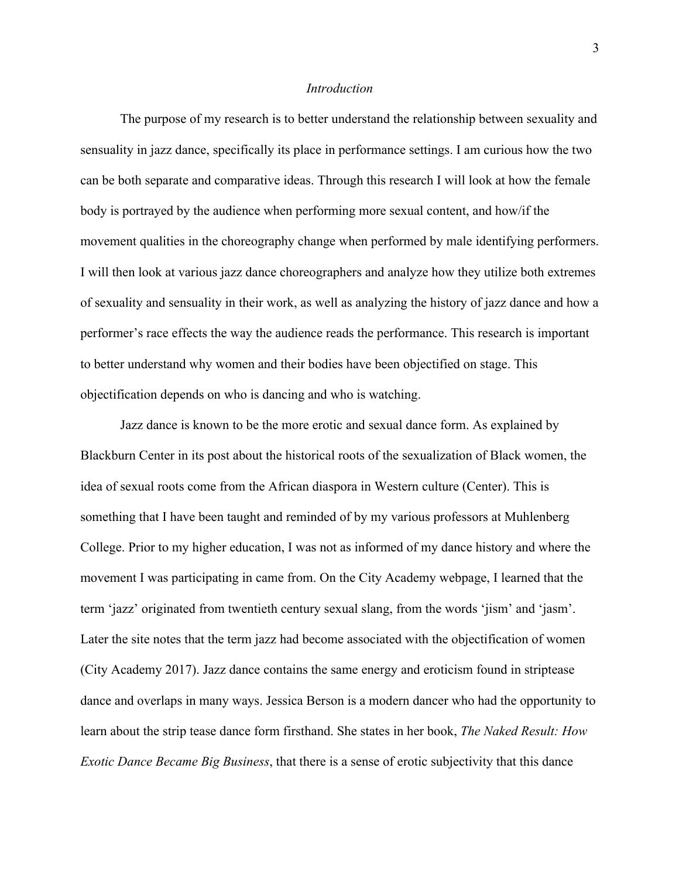*Introduction*

The purpose of my research is to better understand the relationship between sexuality and sensuality in jazz dance, specifically its place in performance settings. I am curious how the two can be both separate and comparative ideas. Through this research I will look at how the female body is portrayed by the audience when performing more sexual content, and how/if the movement qualities in the choreography change when performed by male identifying performers. I will then look at various jazz dance choreographers and analyze how they utilize both extremes of sexuality and sensuality in their work, as well as analyzing the history of jazz dance and how a performer's race effects the way the audience reads the performance. This research is important to better understand why women and their bodies have been objectified on stage. This objectification depends on who is dancing and who is watching.

Jazz dance is known to be the more erotic and sexual dance form. As explained by Blackburn Center in its post about the historical roots of the sexualization of Black women, the idea of sexual roots come from the African diaspora in Western culture (Center). This is something that I have been taught and reminded of by my various professors at Muhlenberg College. Prior to my higher education, I was not as informed of my dance history and where the movement I was participating in came from. On the City Academy webpage, I learned that the term 'jazz' originated from twentieth century sexual slang, from the words 'jism' and 'jasm'. Later the site notes that the term jazz had become associated with the objectification of women (City Academy 2017). Jazz dance contains the same energy and eroticism found in striptease dance and overlaps in many ways. Jessica Berson is a modern dancer who had the opportunity to learn about the strip tease dance form firsthand. She states in her book, *The Naked Result: How Exotic Dance Became Big Business*, that there is a sense of erotic subjectivity that this dance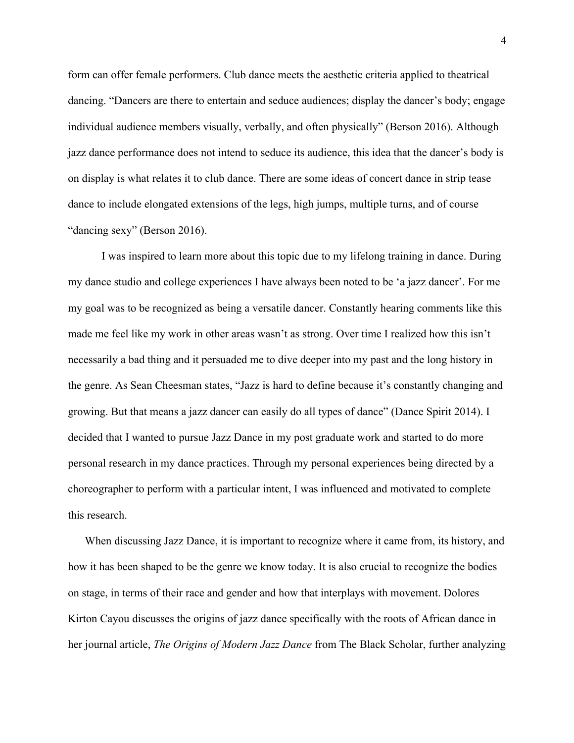form can offer female performers. Club dance meets the aesthetic criteria applied to theatrical dancing. "Dancers are there to entertain and seduce audiences; display the dancer's body; engage individual audience members visually, verbally, and often physically" (Berson 2016). Although jazz dance performance does not intend to seduce its audience, this idea that the dancer's body is on display is what relates it to club dance. There are some ideas of concert dance in strip tease dance to include elongated extensions of the legs, high jumps, multiple turns, and of course "dancing sexy" (Berson 2016).

I was inspired to learn more about this topic due to my lifelong training in dance. During my dance studio and college experiences I have always been noted to be 'a jazz dancer'. For me my goal was to be recognized as being a versatile dancer. Constantly hearing comments like this made me feel like my work in other areas wasn't as strong. Over time I realized how this isn't necessarily a bad thing and it persuaded me to dive deeper into my past and the long history in the genre. As Sean Cheesman states, "Jazz is hard to define because it's constantly changing and growing. But that means a jazz dancer can easily do all types of dance" (Dance Spirit 2014). I decided that I wanted to pursue Jazz Dance in my post graduate work and started to do more personal research in my dance practices. Through my personal experiences being directed by a choreographer to perform with a particular intent, I was influenced and motivated to complete this research.

When discussing Jazz Dance, it is important to recognize where it came from, its history, and how it has been shaped to be the genre we know today. It is also crucial to recognize the bodies on stage, in terms of their race and gender and how that interplays with movement. Dolores Kirton Cayou discusses the origins of jazz dance specifically with the roots of African dance in her journal article, *The Origins of Modern Jazz Dance* from The Black Scholar, further analyzing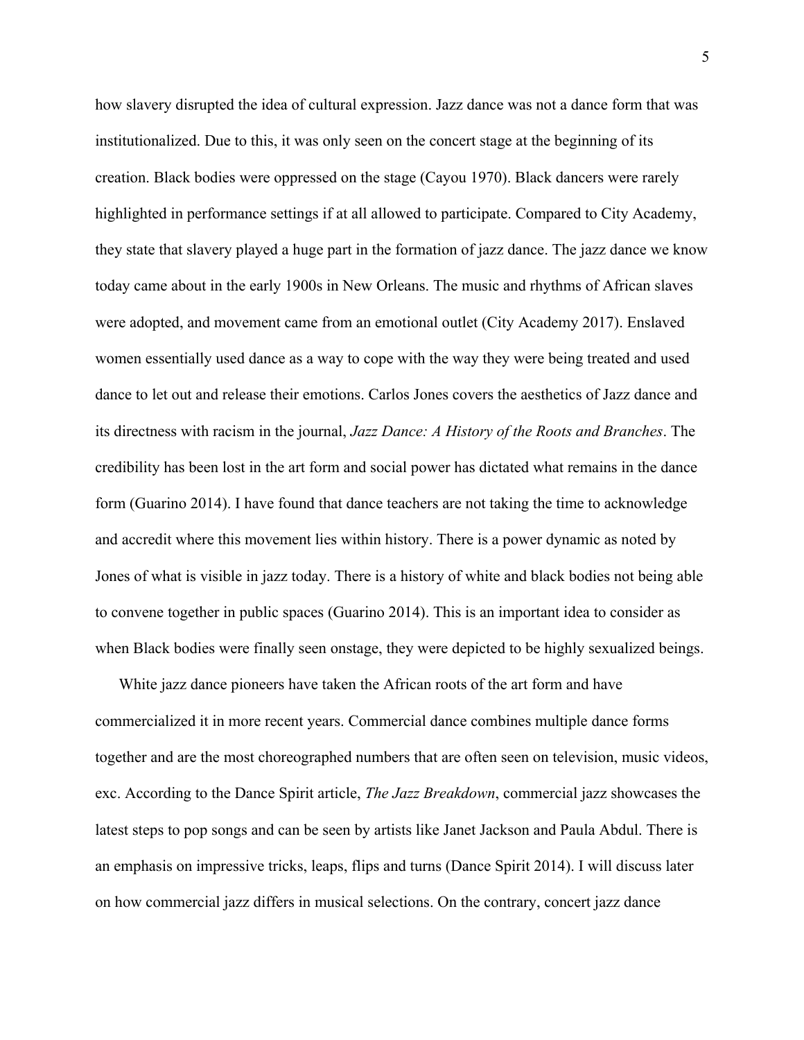how slavery disrupted the idea of cultural expression. Jazz dance was not a dance form that was institutionalized. Due to this, it was only seen on the concert stage at the beginning of its creation. Black bodies were oppressed on the stage (Cayou 1970). Black dancers were rarely highlighted in performance settings if at all allowed to participate. Compared to City Academy, they state that slavery played a huge part in the formation of jazz dance. The jazz dance we know today came about in the early 1900s in New Orleans. The music and rhythms of African slaves were adopted, and movement came from an emotional outlet (City Academy 2017). Enslaved women essentially used dance as a way to cope with the way they were being treated and used dance to let out and release their emotions. Carlos Jones covers the aesthetics of Jazz dance and its directness with racism in the journal, *Jazz Dance: A History of the Roots and Branches*. The credibility has been lost in the art form and social power has dictated what remains in the dance form (Guarino 2014). I have found that dance teachers are not taking the time to acknowledge and accredit where this movement lies within history. There is a power dynamic as noted by Jones of what is visible in jazz today. There is a history of white and black bodies not being able to convene together in public spaces (Guarino 2014). This is an important idea to consider as when Black bodies were finally seen onstage, they were depicted to be highly sexualized beings.

White jazz dance pioneers have taken the African roots of the art form and have commercialized it in more recent years. Commercial dance combines multiple dance forms together and are the most choreographed numbers that are often seen on television, music videos, exc. According to the Dance Spirit article, *The Jazz Breakdown*, commercial jazz showcases the latest steps to pop songs and can be seen by artists like Janet Jackson and Paula Abdul. There is an emphasis on impressive tricks, leaps, flips and turns (Dance Spirit 2014). I will discuss later on how commercial jazz differs in musical selections. On the contrary, concert jazz dance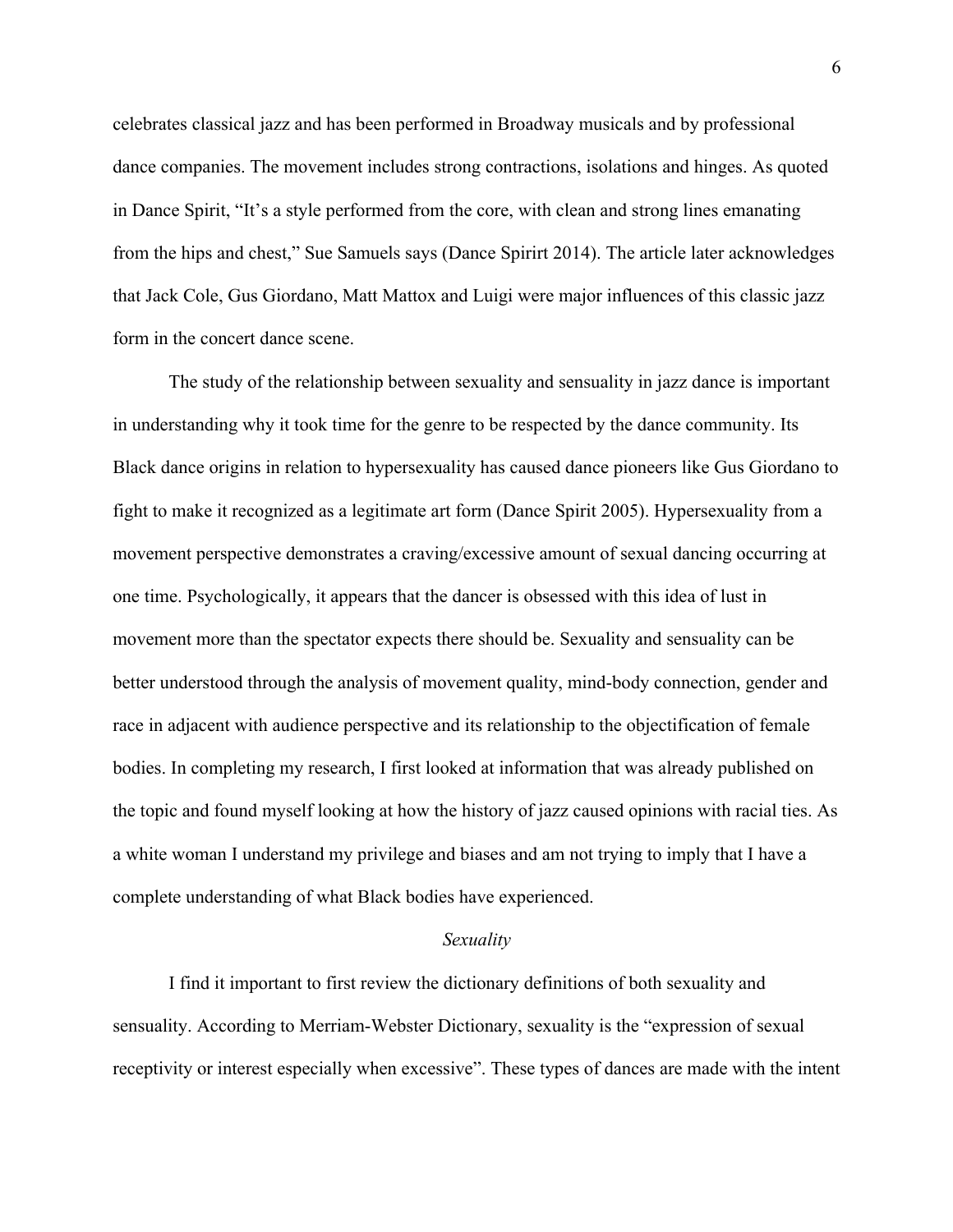celebrates classical jazz and has been performed in Broadway musicals and by professional dance companies. The movement includes strong contractions, isolations and hinges. As quoted in Dance Spirit, "It's a style performed from the core, with clean and strong lines emanating from the hips and chest," Sue Samuels says (Dance Spirirt 2014). The article later acknowledges that Jack Cole, Gus Giordano, Matt Mattox and Luigi were major influences of this classic jazz form in the concert dance scene.

The study of the relationship between sexuality and sensuality in jazz dance is important in understanding why it took time for the genre to be respected by the dance community. Its Black dance origins in relation to hypersexuality has caused dance pioneers like Gus Giordano to fight to make it recognized as a legitimate art form (Dance Spirit 2005). Hypersexuality from a movement perspective demonstrates a craving/excessive amount of sexual dancing occurring at one time. Psychologically, it appears that the dancer is obsessed with this idea of lust in movement more than the spectator expects there should be. Sexuality and sensuality can be better understood through the analysis of movement quality, mind-body connection, gender and race in adjacent with audience perspective and its relationship to the objectification of female bodies. In completing my research, I first looked at information that was already published on the topic and found myself looking at how the history of jazz caused opinions with racial ties. As a white woman I understand my privilege and biases and am not trying to imply that I have a complete understanding of what Black bodies have experienced.

*Sexuality*

I find it important to first review the dictionary definitions of both sexuality and sensuality. According to Merriam-Webster Dictionary, sexuality is the "expression of sexual receptivity or interest especially when excessive". These types of dances are made with the intent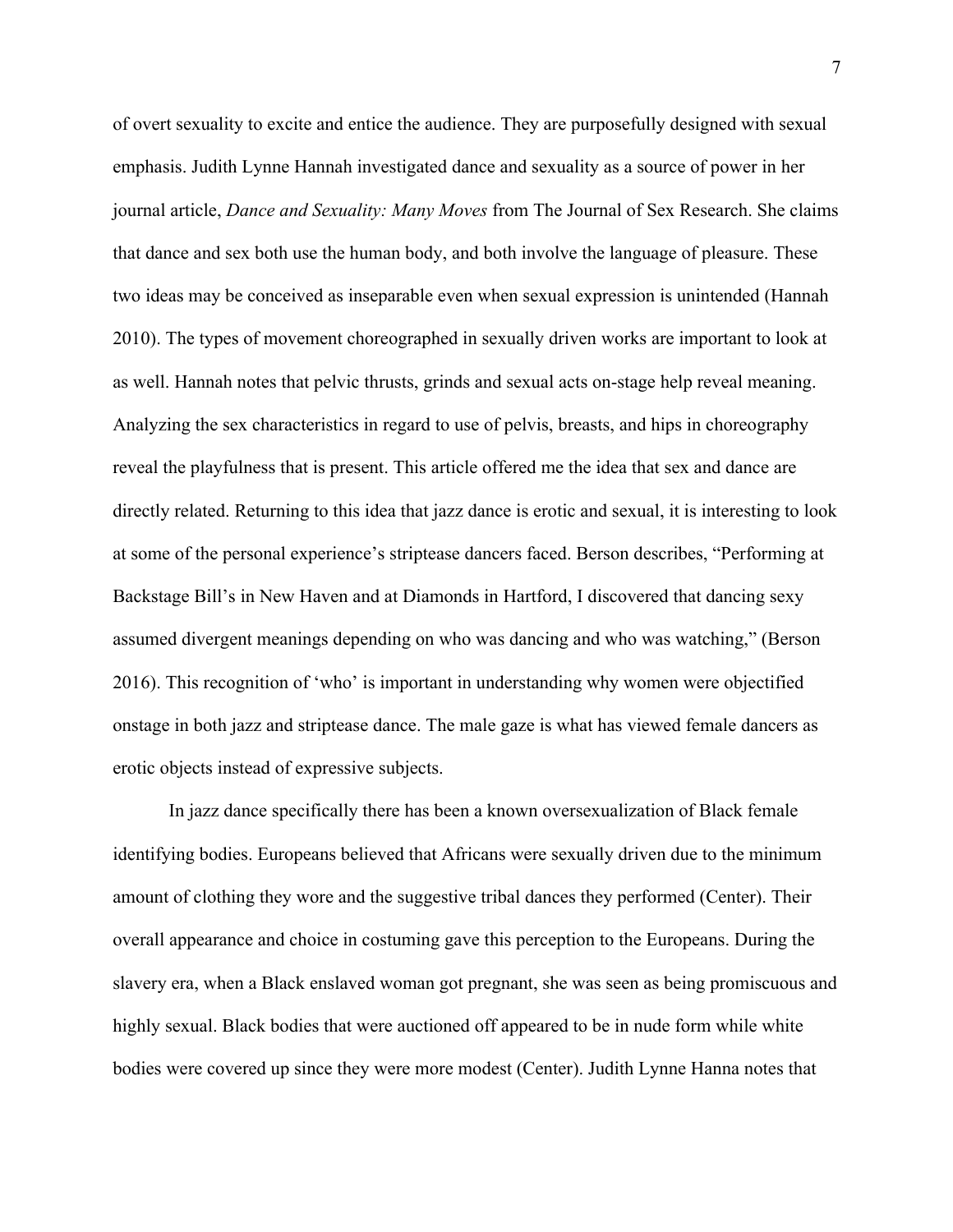of overt sexuality to excite and entice the audience. They are purposefully designed with sexual emphasis. Judith Lynne Hannah investigated dance and sexuality as a source of power in her journal article, *Dance and Sexuality: Many Moves* from The Journal of Sex Research. She claims that dance and sex both use the human body, and both involve the language of pleasure. These two ideas may be conceived as inseparable even when sexual expression is unintended (Hannah 2010). The types of movement choreographed in sexually driven works are important to look at as well. Hannah notes that pelvic thrusts, grinds and sexual acts on-stage help reveal meaning. Analyzing the sex characteristics in regard to use of pelvis, breasts, and hips in choreography reveal the playfulness that is present. This article offered me the idea that sex and dance are directly related. Returning to this idea that jazz dance is erotic and sexual, it is interesting to look at some of the personal experience's striptease dancers faced. Berson describes, "Performing at Backstage Bill's in New Haven and at Diamonds in Hartford, I discovered that dancing sexy assumed divergent meanings depending on who was dancing and who was watching," (Berson 2016). This recognition of 'who' is important in understanding why women were objectified onstage in both jazz and striptease dance. The male gaze is what has viewed female dancers as erotic objects instead of expressive subjects.

In jazz dance specifically there has been a known oversexualization of Black female identifying bodies. Europeans believed that Africans were sexually driven due to the minimum amount of clothing they wore and the suggestive tribal dances they performed (Center). Their overall appearance and choice in costuming gave this perception to the Europeans. During the slavery era, when a Black enslaved woman got pregnant, she was seen as being promiscuous and highly sexual. Black bodies that were auctioned off appeared to be in nude form while white bodies were covered up since they were more modest (Center). Judith Lynne Hanna notes that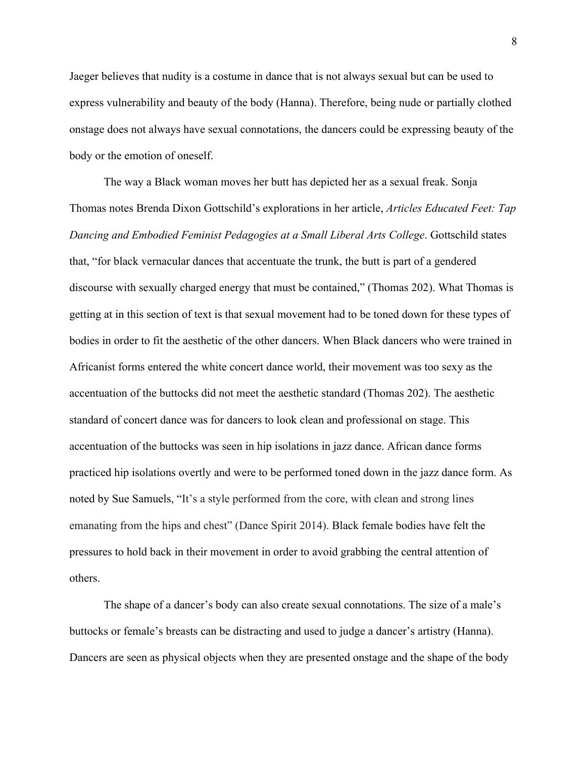Jaeger believes that nudity is a costume in dance that is not always sexual but can be used to express vulnerability and beauty of the body (Hanna). Therefore, being nude or partially clothed onstage does not always have sexual connotations, the dancers could be expressing beauty of the body or the emotion of oneself.

The way a Black woman moves her butt has depicted her as a sexual freak. Sonja Thomas notes Brenda Dixon Gottschild's explorations in her article, *Articles Educated Feet: Tap Dancing and Embodied Feminist Pedagogies at a Small Liberal Arts College*. Gottschild states that, "for black vernacular dances that accentuate the trunk, the butt is part of a gendered discourse with sexually charged energy that must be contained," (Thomas 202). What Thomas is getting at in this section of text is that sexual movement had to be toned down for these types of bodies in order to fit the aesthetic of the other dancers. When Black dancers who were trained in Africanist forms entered the white concert dance world, their movement was too sexy as the accentuation of the buttocks did not meet the aesthetic standard (Thomas 202). The aesthetic standard of concert dance was for dancers to look clean and professional on stage. This accentuation of the buttocks was seen in hip isolations in jazz dance. African dance forms practiced hip isolations overtly and were to be performed toned down in the jazz dance form. As noted by Sue Samuels, "It's a style performed from the core, with clean and strong lines emanating from the hips and chest" (Dance Spirit 2014). Black female bodies have felt the pressures to hold back in their movement in order to avoid grabbing the central attention of others.

The shape of a dancer's body can also create sexual connotations. The size of a male's buttocks or female's breasts can be distracting and used to judge a dancer's artistry (Hanna). Dancers are seen as physical objects when they are presented onstage and the shape of the body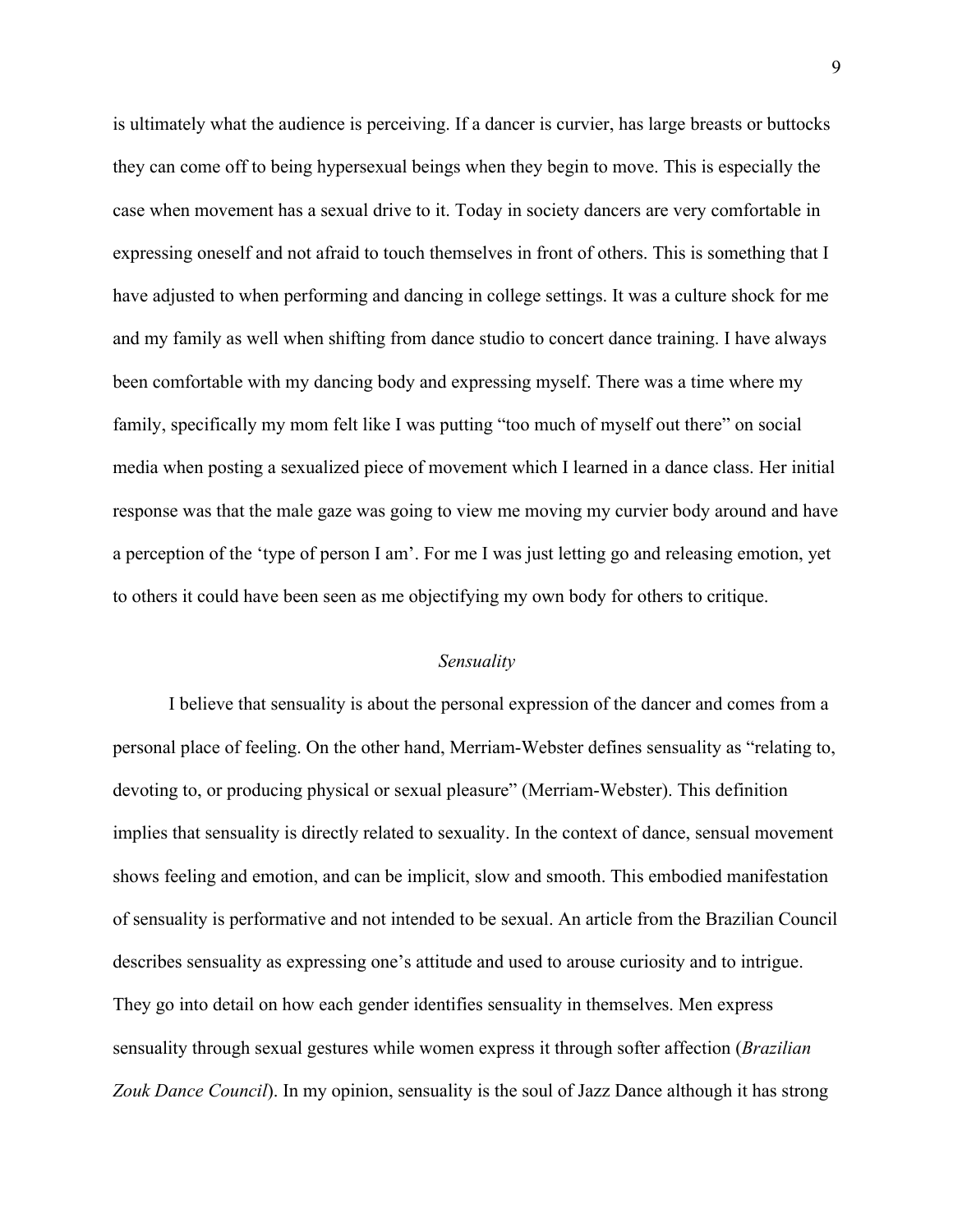is ultimately what the audience is perceiving. If a dancer is curvier, has large breasts or buttocks they can come off to being hypersexual beings when they begin to move. This is especially the case when movement has a sexual drive to it. Today in society dancers are very comfortable in expressing oneself and not afraid to touch themselves in front of others. This is something that I have adjusted to when performing and dancing in college settings. It was a culture shock for me and my family as well when shifting from dance studio to concert dance training. I have always been comfortable with my dancing body and expressing myself. There was a time where my family, specifically my mom felt like I was putting "too much of myself out there" on social media when posting a sexualized piece of movement which I learned in a dance class. Her initial response was that the male gaze was going to view me moving my curvier body around and have a perception of the 'type of person I am'. For me I was just letting go and releasing emotion, yet to others it could have been seen as me objectifying my own body for others to critique.

### *Sensuality*

I believe that sensuality is about the personal expression of the dancer and comes from a personal place of feeling. On the other hand, Merriam-Webster defines sensuality as "relating to, devoting to, or producing physical or sexual pleasure" (Merriam-Webster). This definition implies that sensuality is directly related to sexuality. In the context of dance, sensual movement shows feeling and emotion, and can be implicit, slow and smooth. This embodied manifestation of sensuality is performative and not intended to be sexual. An article from the Brazilian Council describes sensuality as expressing one's attitude and used to arouse curiosity and to intrigue. They go into detail on how each gender identifies sensuality in themselves. Men express sensuality through sexual gestures while women express it through softer affection (*Brazilian Zouk Dance Council*). In my opinion, sensuality is the soul of Jazz Dance although it has strong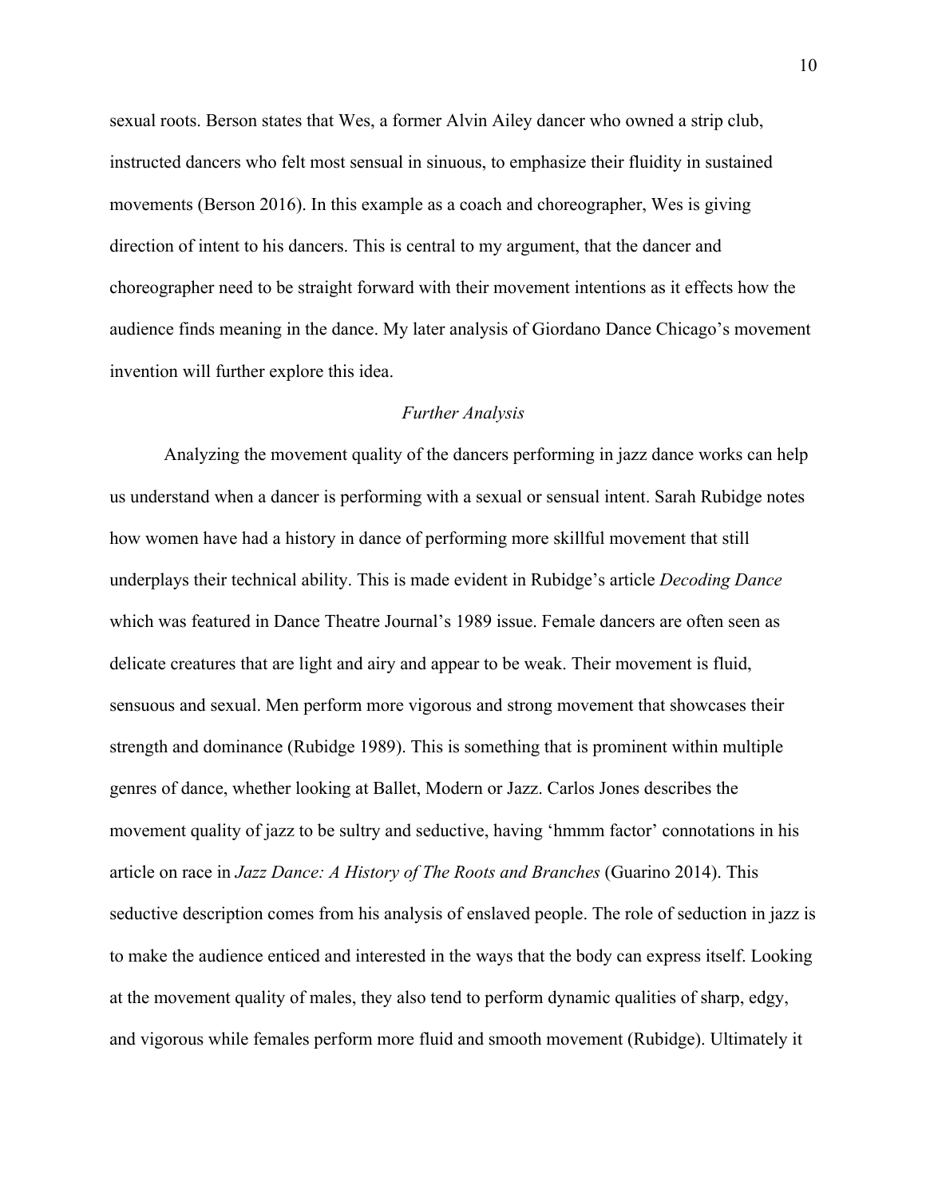sexual roots. Berson states that Wes, a former Alvin Ailey dancer who owned a strip club, instructed dancers who felt most sensual in sinuous, to emphasize their fluidity in sustained movements (Berson 2016). In this example as a coach and choreographer, Wes is giving direction of intent to his dancers. This is central to my argument, that the dancer and choreographer need to be straight forward with their movement intentions as it effects how the audience finds meaning in the dance. My later analysis of Giordano Dance Chicago's movement invention will further explore this idea.

### *Further Analysis*

Analyzing the movement quality of the dancers performing in jazz dance works can help us understand when a dancer is performing with a sexual or sensual intent. Sarah Rubidge notes how women have had a history in dance of performing more skillful movement that still underplays their technical ability. This is made evident in Rubidge's article *Decoding Dance* which was featured in Dance Theatre Journal's 1989 issue. Female dancers are often seen as delicate creatures that are light and airy and appear to be weak. Their movement is fluid, sensuous and sexual. Men perform more vigorous and strong movement that showcases their strength and dominance (Rubidge 1989). This is something that is prominent within multiple genres of dance, whether looking at Ballet, Modern or Jazz. Carlos Jones describes the movement quality of jazz to be sultry and seductive, having 'hmmm factor' connotations in his article on race in *Jazz Dance: A History of The Roots and Branches* (Guarino 2014). This seductive description comes from his analysis of enslaved people. The role of seduction in jazz is to make the audience enticed and interested in the ways that the body can express itself. Looking at the movement quality of males, they also tend to perform dynamic qualities of sharp, edgy, and vigorous while females perform more fluid and smooth movement (Rubidge). Ultimately it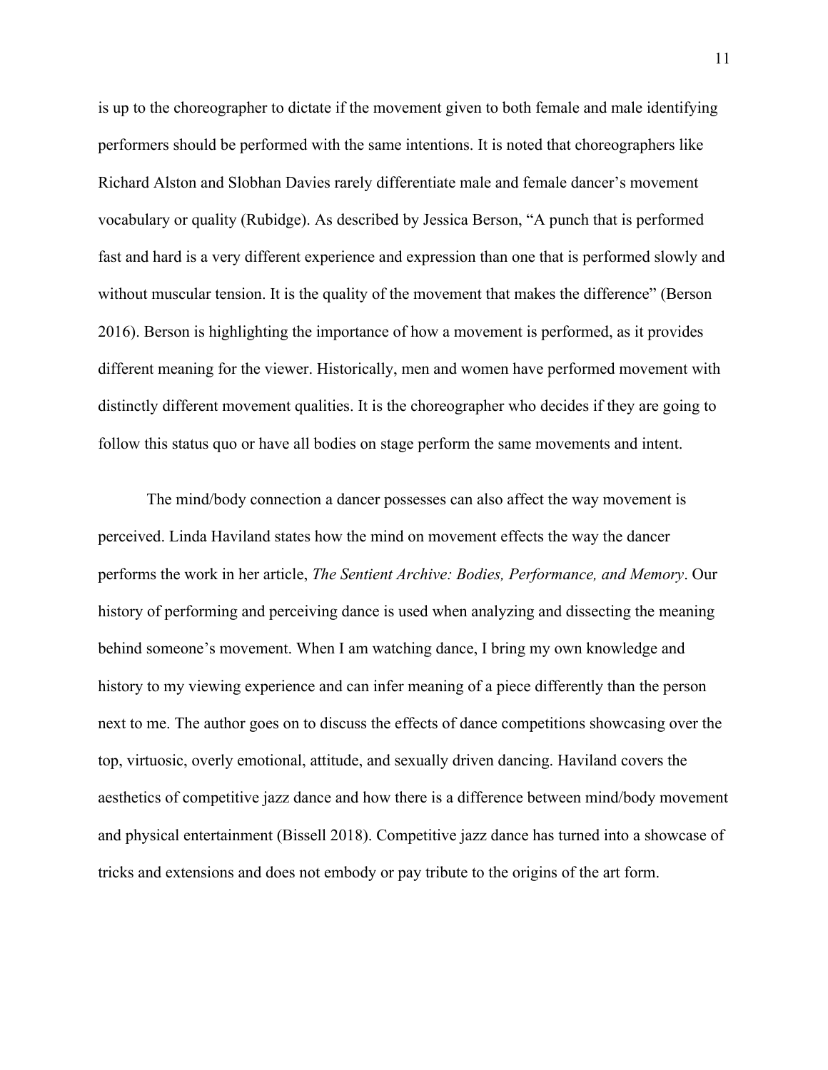is up to the choreographer to dictate if the movement given to both female and male identifying performers should be performed with the same intentions. It is noted that choreographers like Richard Alston and Slobhan Davies rarely differentiate male and female dancer's movement vocabulary or quality (Rubidge). As described by Jessica Berson, "A punch that is performed fast and hard is a very different experience and expression than one that is performed slowly and without muscular tension. It is the quality of the movement that makes the difference" (Berson 2016). Berson is highlighting the importance of how a movement is performed, as it provides different meaning for the viewer. Historically, men and women have performed movement with distinctly different movement qualities. It is the choreographer who decides if they are going to follow this status quo or have all bodies on stage perform the same movements and intent.

The mind/body connection a dancer possesses can also affect the way movement is perceived. Linda Haviland states how the mind on movement effects the way the dancer performs the work in her article, *The Sentient Archive: Bodies, Performance, and Memory*. Our history of performing and perceiving dance is used when analyzing and dissecting the meaning behind someone's movement. When I am watching dance, I bring my own knowledge and history to my viewing experience and can infer meaning of a piece differently than the person next to me. The author goes on to discuss the effects of dance competitions showcasing over the top, virtuosic, overly emotional, attitude, and sexually driven dancing. Haviland covers the aesthetics of competitive jazz dance and how there is a difference between mind/body movement and physical entertainment (Bissell 2018). Competitive jazz dance has turned into a showcase of tricks and extensions and does not embody or pay tribute to the origins of the art form.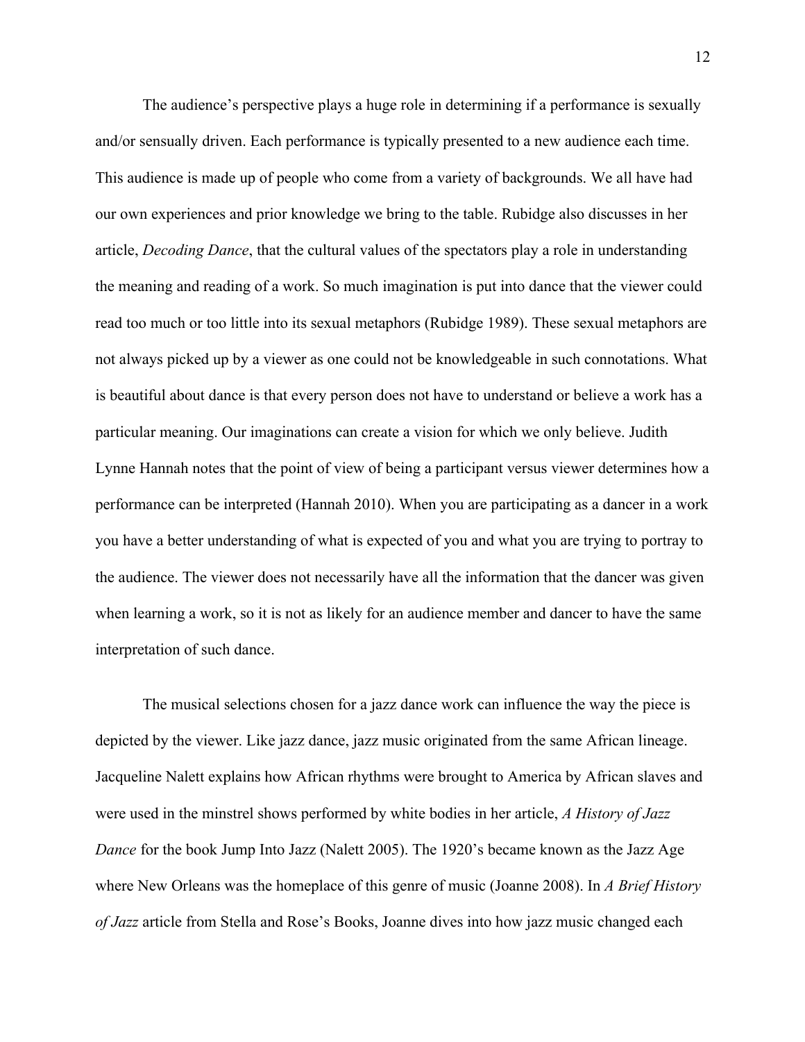The audience's perspective plays a huge role in determining if a performance is sexually and/or sensually driven. Each performance is typically presented to a new audience each time. This audience is made up of people who come from a variety of backgrounds. We all have had our own experiences and prior knowledge we bring to the table. Rubidge also discusses in her article, *Decoding Dance*, that the cultural values of the spectators play a role in understanding the meaning and reading of a work. So much imagination is put into dance that the viewer could read too much or too little into its sexual metaphors (Rubidge 1989). These sexual metaphors are not always picked up by a viewer as one could not be knowledgeable in such connotations. What is beautiful about dance is that every person does not have to understand or believe a work has a particular meaning. Our imaginations can create a vision for which we only believe. Judith Lynne Hannah notes that the point of view of being a participant versus viewer determines how a performance can be interpreted (Hannah 2010). When you are participating as a dancer in a work you have a better understanding of what is expected of you and what you are trying to portray to the audience. The viewer does not necessarily have all the information that the dancer was given when learning a work, so it is not as likely for an audience member and dancer to have the same interpretation of such dance.

The musical selections chosen for a jazz dance work can influence the way the piece is depicted by the viewer. Like jazz dance, jazz music originated from the same African lineage. Jacqueline Nalett explains how African rhythms were brought to America by African slaves and were used in the minstrel shows performed by white bodies in her article, *A History of Jazz Dance* for the book Jump Into Jazz (Nalett 2005). The 1920's became known as the Jazz Age where New Orleans was the homeplace of this genre of music (Joanne 2008). In *A Brief History of Jazz* article from Stella and Rose's Books, Joanne dives into how jazz music changed each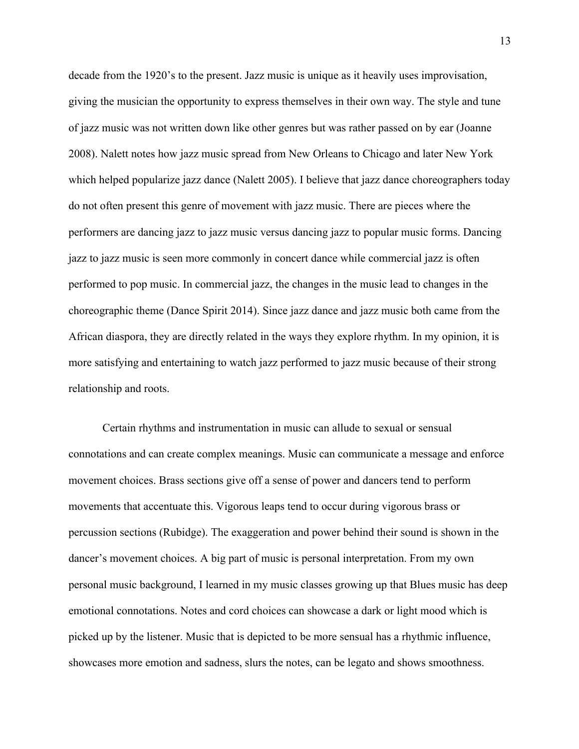decade from the 1920's to the present. Jazz music is unique as it heavily uses improvisation, giving the musician the opportunity to express themselves in their own way. The style and tune of jazz music was not written down like other genres but was rather passed on by ear (Joanne 2008). Nalett notes how jazz music spread from New Orleans to Chicago and later New York which helped popularize jazz dance (Nalett 2005). I believe that jazz dance choreographers today do not often present this genre of movement with jazz music. There are pieces where the performers are dancing jazz to jazz music versus dancing jazz to popular music forms. Dancing jazz to jazz music is seen more commonly in concert dance while commercial jazz is often performed to pop music. In commercial jazz, the changes in the music lead to changes in the choreographic theme (Dance Spirit 2014). Since jazz dance and jazz music both came from the African diaspora, they are directly related in the ways they explore rhythm. In my opinion, it is more satisfying and entertaining to watch jazz performed to jazz music because of their strong relationship and roots.

Certain rhythms and instrumentation in music can allude to sexual or sensual connotations and can create complex meanings. Music can communicate a message and enforce movement choices. Brass sections give off a sense of power and dancers tend to perform movements that accentuate this. Vigorous leaps tend to occur during vigorous brass or percussion sections (Rubidge). The exaggeration and power behind their sound is shown in the dancer's movement choices. A big part of music is personal interpretation. From my own personal music background, I learned in my music classes growing up that Blues music has deep emotional connotations. Notes and cord choices can showcase a dark or light mood which is picked up by the listener. Music that is depicted to be more sensual has a rhythmic influence, showcases more emotion and sadness, slurs the notes, can be legato and shows smoothness.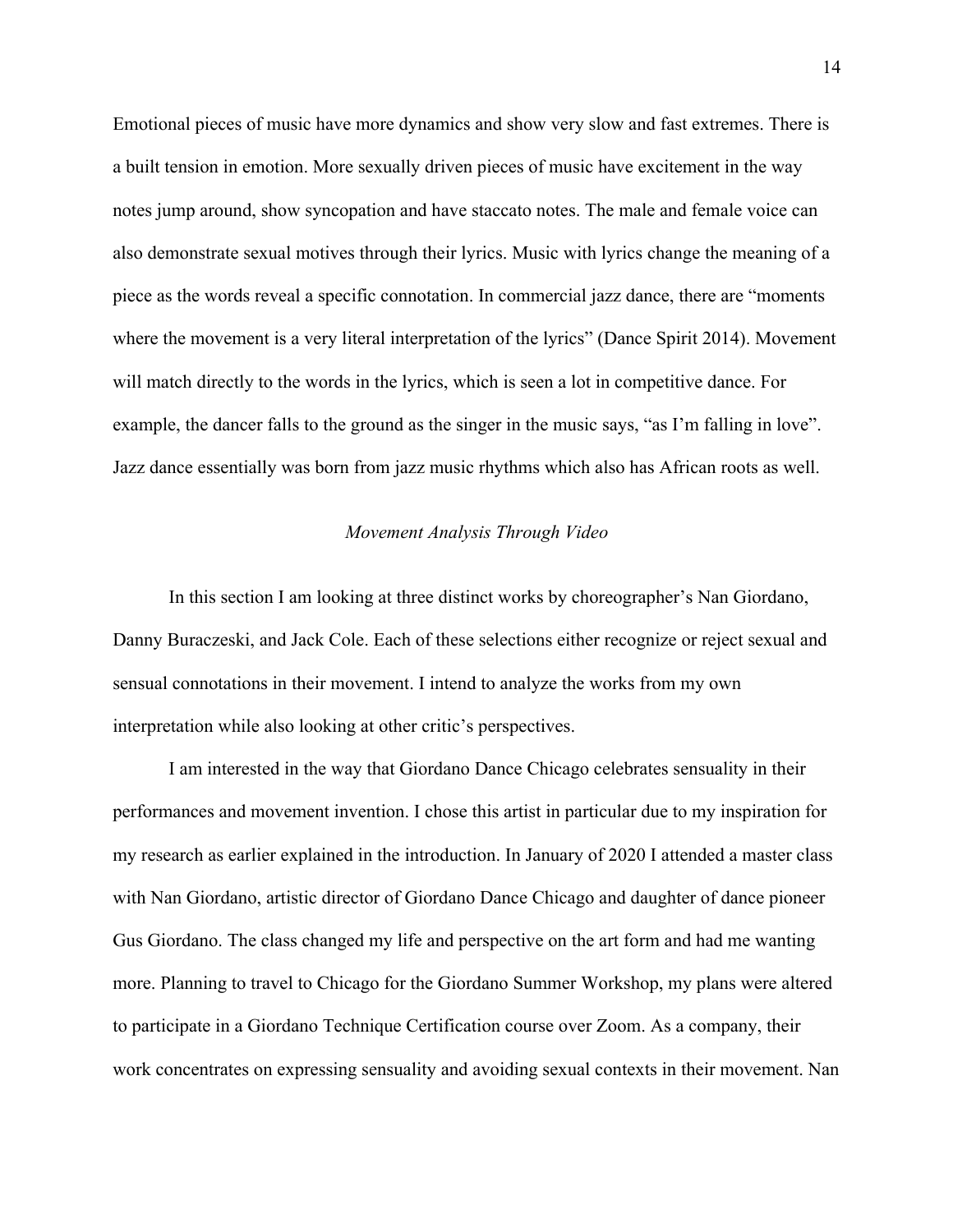Emotional pieces of music have more dynamics and show very slow and fast extremes. There is a built tension in emotion. More sexually driven pieces of music have excitement in the way notes jump around, show syncopation and have staccato notes. The male and female voice can also demonstrate sexual motives through their lyrics. Music with lyrics change the meaning of a piece as the words reveal a specific connotation. In commercial jazz dance, there are "moments where the movement is a very literal interpretation of the lyrics" (Dance Spirit 2014). Movement will match directly to the words in the lyrics, which is seen a lot in competitive dance. For example, the dancer falls to the ground as the singer in the music says, "as I'm falling in love". Jazz dance essentially was born from jazz music rhythms which also has African roots as well.

*Movement Analysis Through Video*

In this section I am looking at three distinct works by choreographer's Nan Giordano, Danny Buraczeski, and Jack Cole. Each of these selections either recognize or reject sexual and sensual connotations in their movement. I intend to analyze the works from my own interpretation while also looking at other critic's perspectives.

I am interested in the way that Giordano Dance Chicago celebrates sensuality in their performances and movement invention. I chose this artist in particular due to my inspiration for my research as earlier explained in the introduction. In January of 2020 I attended a master class with Nan Giordano, artistic director of Giordano Dance Chicago and daughter of dance pioneer Gus Giordano. The class changed my life and perspective on the art form and had me wanting more. Planning to travel to Chicago for the Giordano Summer Workshop, my plans were altered to participate in a Giordano Technique Certification course over Zoom. As a company, their work concentrates on expressing sensuality and avoiding sexual contexts in their movement. Nan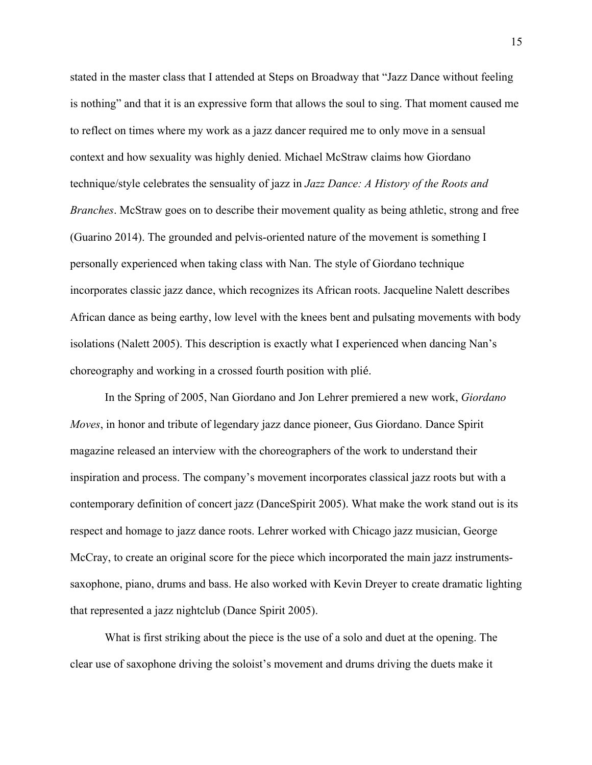stated in the master class that I attended at Steps on Broadway that "Jazz Dance without feeling is nothing" and that it is an expressive form that allows the soul to sing. That moment caused me to reflect on times where my work as a jazz dancer required me to only move in a sensual context and how sexuality was highly denied. Michael McStraw claims how Giordano technique/style celebrates the sensuality of jazz in *Jazz Dance: A History of the Roots and Branches*. McStraw goes on to describe their movement quality as being athletic, strong and free (Guarino 2014). The grounded and pelvis-oriented nature of the movement is something I personally experienced when taking class with Nan. The style of Giordano technique incorporates classic jazz dance, which recognizes its African roots. Jacqueline Nalett describes African dance as being earthy, low level with the knees bent and pulsating movements with body isolations (Nalett 2005). This description is exactly what I experienced when dancing Nan's choreography and working in a crossed fourth position with plié.

In the Spring of 2005, Nan Giordano and Jon Lehrer premiered a new work, *Giordano Moves*, in honor and tribute of legendary jazz dance pioneer, Gus Giordano. Dance Spirit magazine released an interview with the choreographers of the work to understand their inspiration and process. The company's movement incorporates classical jazz roots but with a contemporary definition of concert jazz (DanceSpirit 2005). What make the work stand out is its respect and homage to jazz dance roots. Lehrer worked with Chicago jazz musician, George McCray, to create an original score for the piece which incorporated the main jazz instruments- saxophone, piano, drums and bass. He also worked with Kevin Dreyer to create dramatic lighting that represented a jazz nightclub (Dance Spirit 2005).

What is first striking about the piece is the use of a solo and duet at the opening. The clear use of saxophone driving the soloist's movement and drums driving the duets make it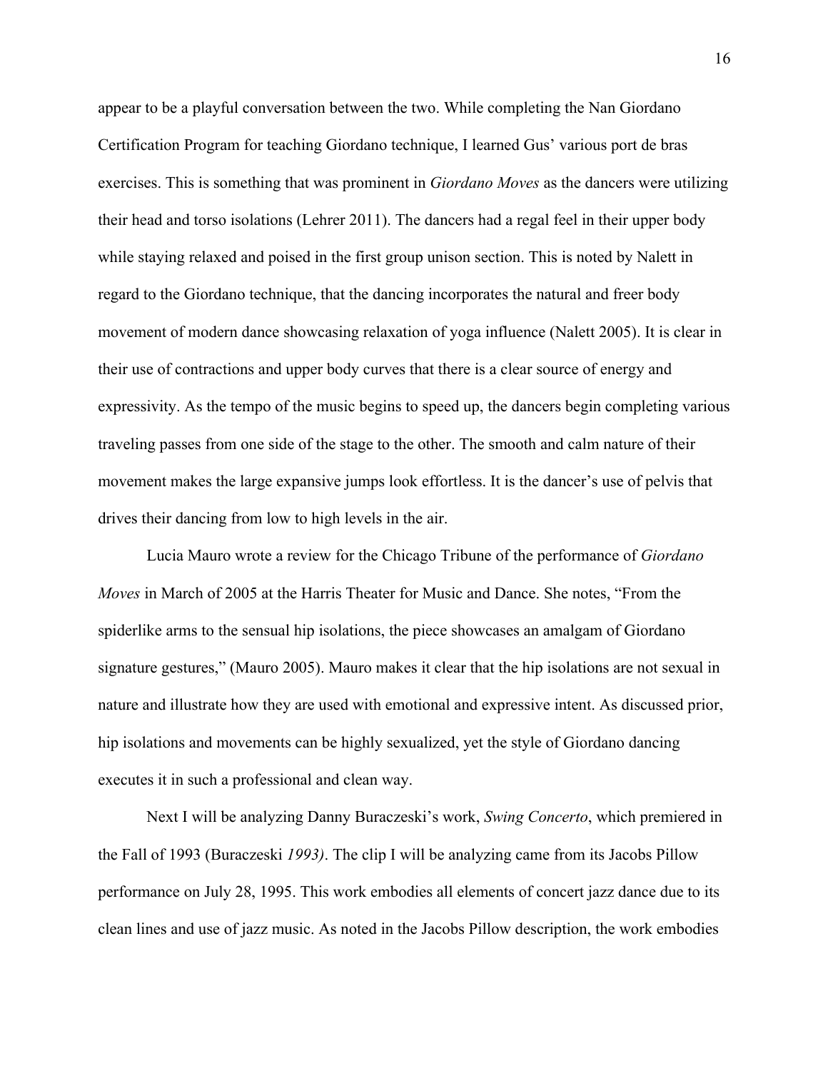appear to be a playful conversation between the two. While completing the Nan Giordano Certification Program for teaching Giordano technique, I learned Gus' various port de bras exercises. This is something that was prominent in *Giordano Moves* as the dancers were utilizing their head and torso isolations (Lehrer 2011). The dancers had a regal feel in their upper body while staying relaxed and poised in the first group unison section. This is noted by Nalett in regard to the Giordano technique, that the dancing incorporates the natural and freer body movement of modern dance showcasing relaxation of yoga influence (Nalett 2005). It is clear in their use of contractions and upper body curves that there is a clear source of energy and expressivity. As the tempo of the music begins to speed up, the dancers begin completing various traveling passes from one side of the stage to the other. The smooth and calm nature of their movement makes the large expansive jumps look effortless. It is the dancer's use of pelvis that drives their dancing from low to high levels in the air.

Lucia Mauro wrote a review for the Chicago Tribune of the performance of *Giordano Moves* in March of 2005 at the Harris Theater for Music and Dance. She notes, "From the spiderlike arms to the sensual hip isolations, the piece showcases an amalgam of Giordano signature gestures," (Mauro 2005). Mauro makes it clear that the hip isolations are not sexual in nature and illustrate how they are used with emotional and expressive intent. As discussed prior, hip isolations and movements can be highly sexualized, yet the style of Giordano dancing executes it in such a professional and clean way.

Next I will be analyzing Danny Buraczeski's work, *Swing Concerto*, which premiered in the Fall of 1993 (Buraczeski *1993)*. The clip I will be analyzing came from its Jacobs Pillow performance on July 28, 1995. This work embodies all elements of concert jazz dance due to its clean lines and use of jazz music. As noted in the Jacobs Pillow description, the work embodies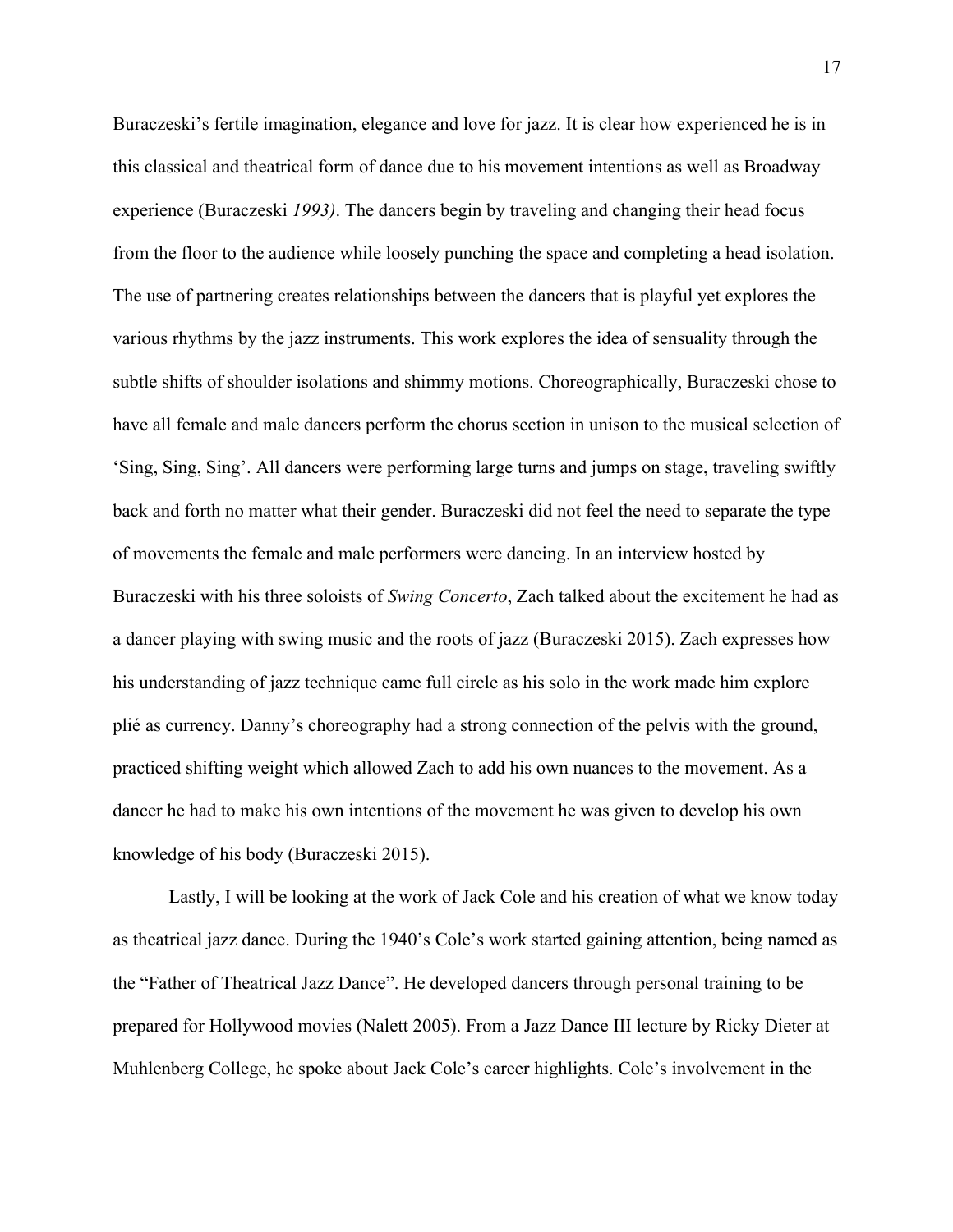Buraczeski's fertile imagination, elegance and love for jazz. It is clear how experienced he is in this classical and theatrical form of dance due to his movement intentions as well as Broadway experience (Buraczeski *1993)*. The dancers begin by traveling and changing their head focus from the floor to the audience while loosely punching the space and completing a head isolation. The use of partnering creates relationships between the dancers that is playful yet explores the various rhythms by the jazz instruments. This work explores the idea of sensuality through the subtle shifts of shoulder isolations and shimmy motions. Choreographically, Buraczeski chose to have all female and male dancers perform the chorus section in unison to the musical selection of 'Sing, Sing, Sing'. All dancers were performing large turns and jumps on stage, traveling swiftly back and forth no matter what their gender. Buraczeski did not feel the need to separate the type of movements the female and male performers were dancing. In an interview hosted by Buraczeski with his three soloists of *Swing Concerto*, Zach talked about the excitement he had as a dancer playing with swing music and the roots of jazz (Buraczeski 2015). Zach expresses how his understanding of jazz technique came full circle as his solo in the work made him explore plié as currency. Danny's choreography had a strong connection of the pelvis with the ground, practiced shifting weight which allowed Zach to add his own nuances to the movement. As a dancer he had to make his own intentions of the movement he was given to develop his own knowledge of his body (Buraczeski 2015).

Lastly, I will be looking at the work of Jack Cole and his creation of what we know today as theatrical jazz dance. During the 1940's Cole's work started gaining attention, being named as the "Father of Theatrical Jazz Dance". He developed dancers through personal training to be prepared for Hollywood movies (Nalett 2005). From a Jazz Dance III lecture by Ricky Dieter at Muhlenberg College, he spoke about Jack Cole's career highlights. Cole's involvement in the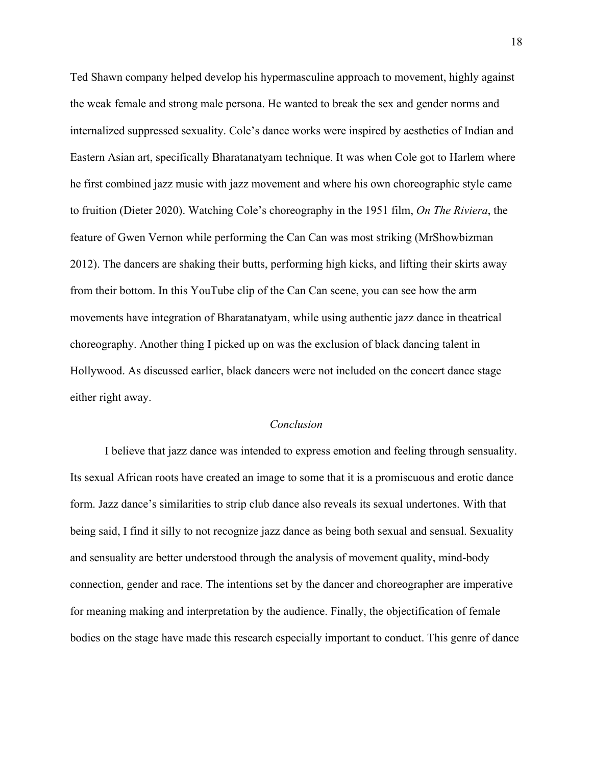Ted Shawn company helped develop his hypermasculine approach to movement, highly against the weak female and strong male persona. He wanted to break the sex and gender norms and internalized suppressed sexuality. Cole's dance works were inspired by aesthetics of Indian and Eastern Asian art, specifically Bharatanatyam technique. It was when Cole got to Harlem where he first combined jazz music with jazz movement and where his own choreographic style came to fruition (Dieter 2020). Watching Cole's choreography in the 1951 film, *On The Riviera*, the feature of Gwen Vernon while performing the Can Can was most striking (MrShowbizman 2012). The dancers are shaking their butts, performing high kicks, and lifting their skirts away from their bottom. In this YouTube clip of the Can Can scene, you can see how the arm movements have integration of Bharatanatyam, while using authentic jazz dance in theatrical choreography. Another thing I picked up on was the exclusion of black dancing talent in Hollywood. As discussed earlier, black dancers were not included on the concert dance stage either right away.

## *Conclusion*

I believe that jazz dance was intended to express emotion and feeling through sensuality. Its sexual African roots have created an image to some that it is a promiscuous and erotic dance form. Jazz dance's similarities to strip club dance also reveals its sexual undertones. With that being said, I find it silly to not recognize jazz dance as being both sexual and sensual. Sexuality and sensuality are better understood through the analysis of movement quality, mind-body connection, gender and race. The intentions set by the dancer and choreographer are imperative for meaning making and interpretation by the audience. Finally, the objectification of female bodies on the stage have made this research especially important to conduct. This genre of dance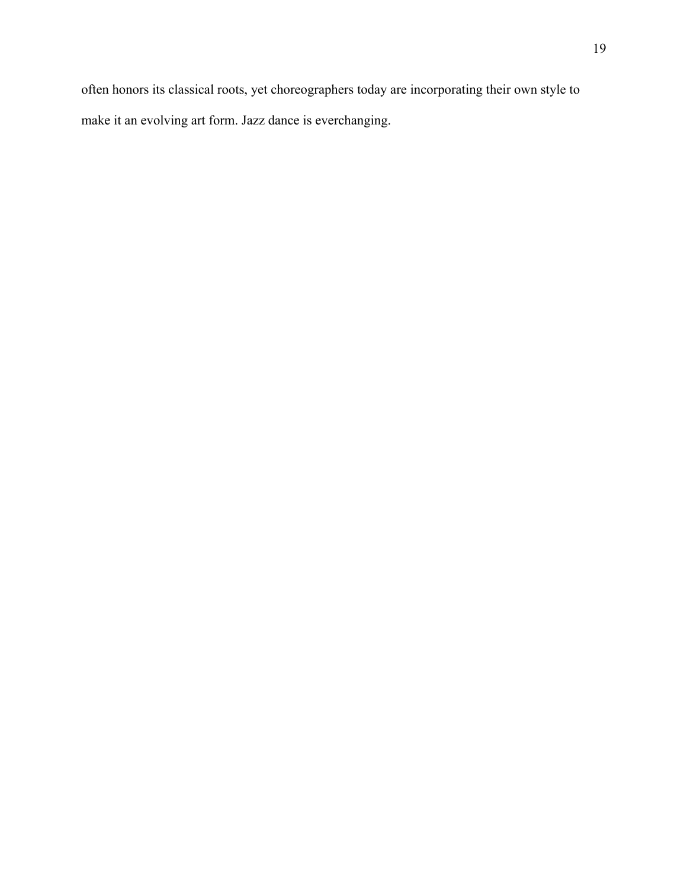often honors its classical roots, yet choreographers today are incorporating their own style to make it an evolving art form. Jazz dance is everchanging.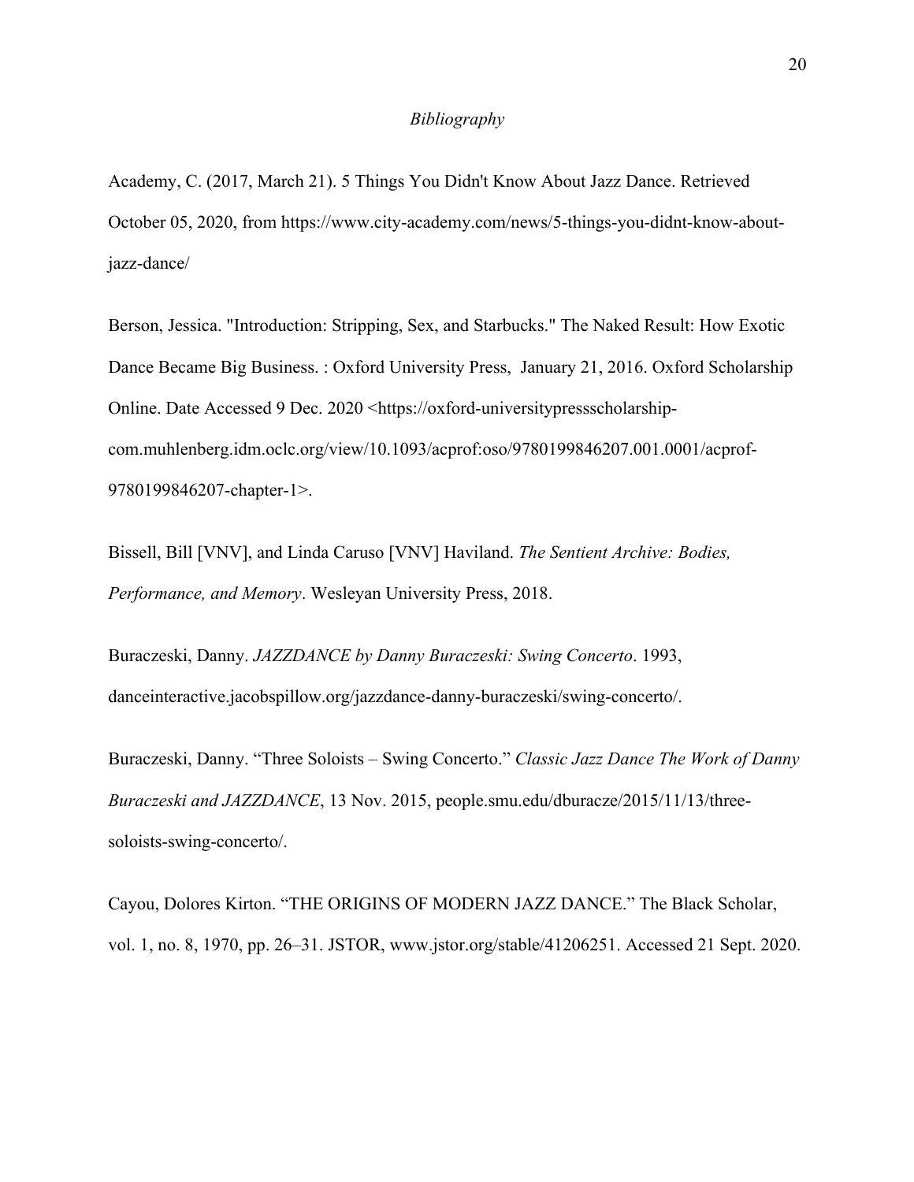*Bibliography*

Academy, C. (2017, March 21). 5 Things You Didn't Know About Jazz Dance. Retrieved October 05, 2020, from https://www.city-academy.com/news/5-things-you-didnt-know-about-jazz-dance/

Berson, Jessica. "Introduction: Stripping, Sex, and Starbucks." The Naked Result: How Exotic Dance Became Big Business. : Oxford University Press, January 21, 2016. Oxford Scholarship Online. Date Accessed 9 Dec. 2020 <https://oxford-universitypressscholarship-com.muhlenberg.idm.oclc.org/view/10.1093/acprof:oso/9780199846207.001.0001/acprof-9780199846207-chapter-1>.

Bissell, Bill [VNV], and Linda Caruso [VNV] Haviland. *The Sentient Archive: Bodies, Performance, and Memory*. Wesleyan University Press, 2018.

Buraczeski, Danny. *JAZZDANCE by Danny Buraczeski: Swing Concerto*. 1993, danceinteractive.jacobspillow.org/jazzdance-danny-buraczeski/swing-concerto/.

Buraczeski, Danny. "Three Soloists – Swing Concerto." *Classic Jazz Dance The Work of Danny Buraczeski and JAZZDANCE*, 13 Nov. 2015, people.smu.edu/dburacze/2015/11/13/three-soloists-swing-concerto/.

Cayou, Dolores Kirton. "THE ORIGINS OF MODERN JAZZ DANCE." The Black Scholar, vol. 1, no. 8, 1970, pp. 26–31. JSTOR, www.jstor.org/stable/41206251. Accessed 21 Sept. 2020.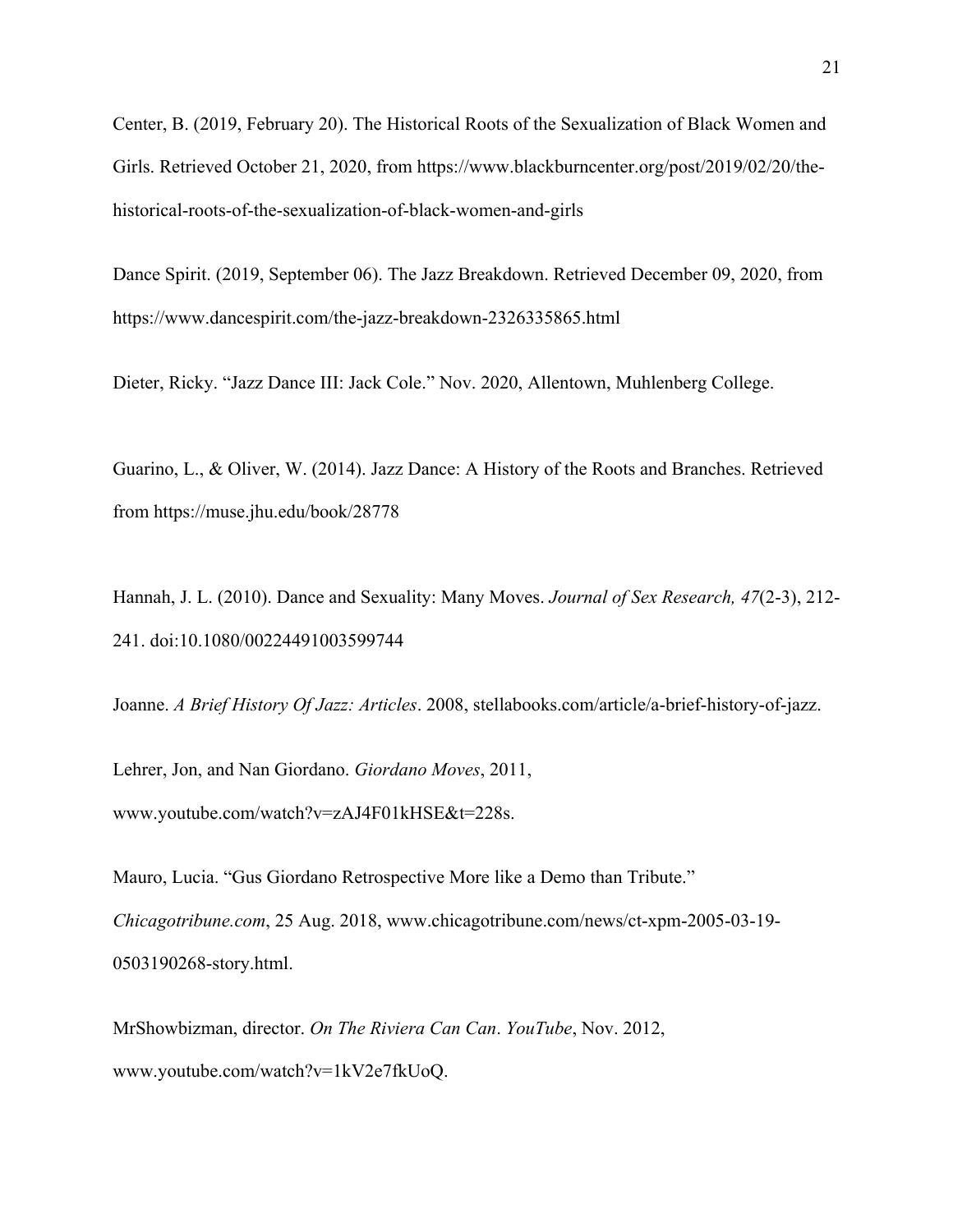Center, B. (2019, February 20). The Historical Roots of the Sexualization of Black Women and Girls. Retrieved October 21, 2020, from https://www.blackburncenter.org/post/2019/02/20/the-historical-roots-of-the-sexualization-of-black-women-and-girls

Dance Spirit. (2019, September 06). The Jazz Breakdown. Retrieved December 09, 2020, from https://www.dancespirit.com/the-jazz-breakdown-2326335865.html

Dieter, Ricky. "Jazz Dance III: Jack Cole." Nov. 2020, Allentown, Muhlenberg College.

Guarino, L., & Oliver, W. (2014). Jazz Dance: A History of the Roots and Branches. Retrieved from https://muse.jhu.edu/book/28778

Hannah, J. L. (2010). Dance and Sexuality: Many Moves. *Journal of Sex Research, 47*(2-3), 212-241. doi:10.1080/00224491003599744

Joanne. *A Brief History Of Jazz: Articles*. 2008, stellabooks.com/article/a-brief-history-of-jazz.

Lehrer, Jon, and Nan Giordano. *Giordano Moves*, 2011, www.youtube.com/watch?v=zAJ4F01kHSE&t=228s.

Mauro, Lucia. "Gus Giordano Retrospective More like a Demo than Tribute." *Chicagotribune.com*, 25 Aug. 2018, www.chicagotribune.com/news/ct-xpm-2005-03-19-0503190268-story.html.

MrShowbizman, director. *On The Riviera Can Can*. *YouTube*, Nov. 2012, www.youtube.com/watch?v=1kV2e7fkUoQ.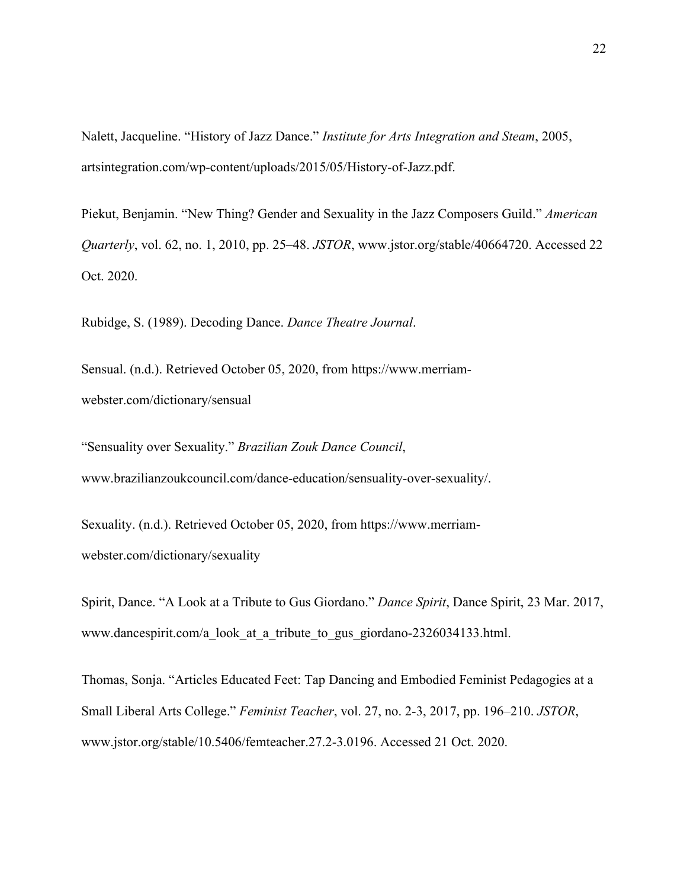Nalett, Jacqueline. "History of Jazz Dance." *Institute for Arts Integration and Steam*, 2005, artsintegration.com/wp-content/uploads/2015/05/History-of-Jazz.pdf.

Piekut, Benjamin. "New Thing? Gender and Sexuality in the Jazz Composers Guild." *American Quarterly*, vol. 62, no. 1, 2010, pp. 25–48. *JSTOR*, www.jstor.org/stable/40664720. Accessed 22 Oct. 2020.

Rubidge, S. (1989). Decoding Dance. *Dance Theatre Journal*.

Sensual. (n.d.). Retrieved October 05, 2020, from https://www.merriam-webster.com/dictionary/sensual

"Sensuality over Sexuality." *Brazilian Zouk Dance Council*, www.brazilianzoukcouncil.com/dance-education/sensuality-over-sexuality/.

Sexuality. (n.d.). Retrieved October 05, 2020, from https://www.merriam-webster.com/dictionary/sexuality

Spirit, Dance. "A Look at a Tribute to Gus Giordano." *Dance Spirit*, Dance Spirit, 23 Mar. 2017, www.dancespirit.com/a_look_at_a_tribute_to_gus_giordano-2326034133.html.

Thomas, Sonja. "Articles Educated Feet: Tap Dancing and Embodied Feminist Pedagogies at a Small Liberal Arts College." *Feminist Teacher*, vol. 27, no. 2-3, 2017, pp. 196–210. *JSTOR*, www.jstor.org/stable/10.5406/femteacher.27.2-3.0196. Accessed 21 Oct. 2020.